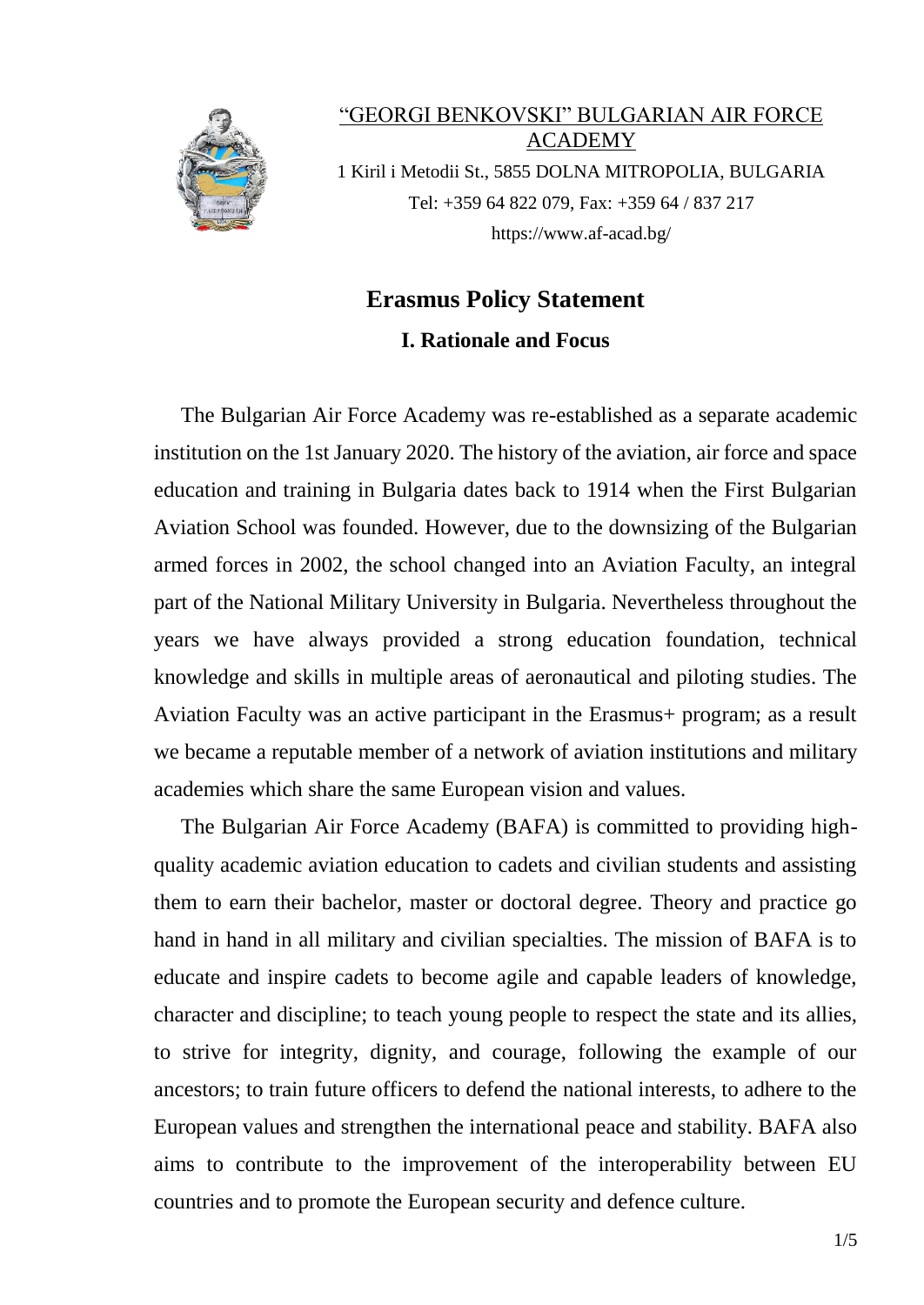"GEORGI BENKOVSKI" BULGARIAN AIR FORCE ACADEMY

1 Kiril i Metodii St., 5855 DOLNA MITROPOLIA, BULGARIA

Tel: +359 64 822 079, Fax: +359 64 / 837 217

https://www.af-acad.bg/

# Erasmus Policy Statement

## I. Rationale and Focus

The Bulgarian Air Force Academy was re-established as a separate academic institution on the 1st January 2020. The history of the aviation, air force and space education and training in Bulgaria dates back to 1914 when the First Bulgarian Aviation School was founded. However, due to the downsizing of the Bulgarian armed forces in 2002, the school changed into an Aviation Faculty, an integral part of the National Military University in Bulgaria. Nevertheless throughout the years we have always provided a strong education foundation, technical knowledge and skills in multiple areas of aeronautical and piloting studies. The Aviation Faculty was an active participant in the Erasmus+ program; as a result we became a reputable member of a network of aviation institutions and military academies which share the same European vision and values.

The Bulgarian Air Force Academy (BAFA) is committed to providing high-quality academic aviation education to cadets and civilian students and assisting them to earn their bachelor, master or doctoral degree. Theory and practice go hand in hand in all military and civilian specialties. The mission of BAFA is to educate and inspire cadets to become agile and capable leaders of knowledge, character and discipline; to teach young people to respect the state and its allies, to strive for integrity, dignity, and courage, following the example of our ancestors; to train future officers to defend the national interests, to adhere to the European values and strengthen the international peace and stability. BAFA also aims to contribute to the improvement of the interoperability between EU countries and to promote the European security and defence culture.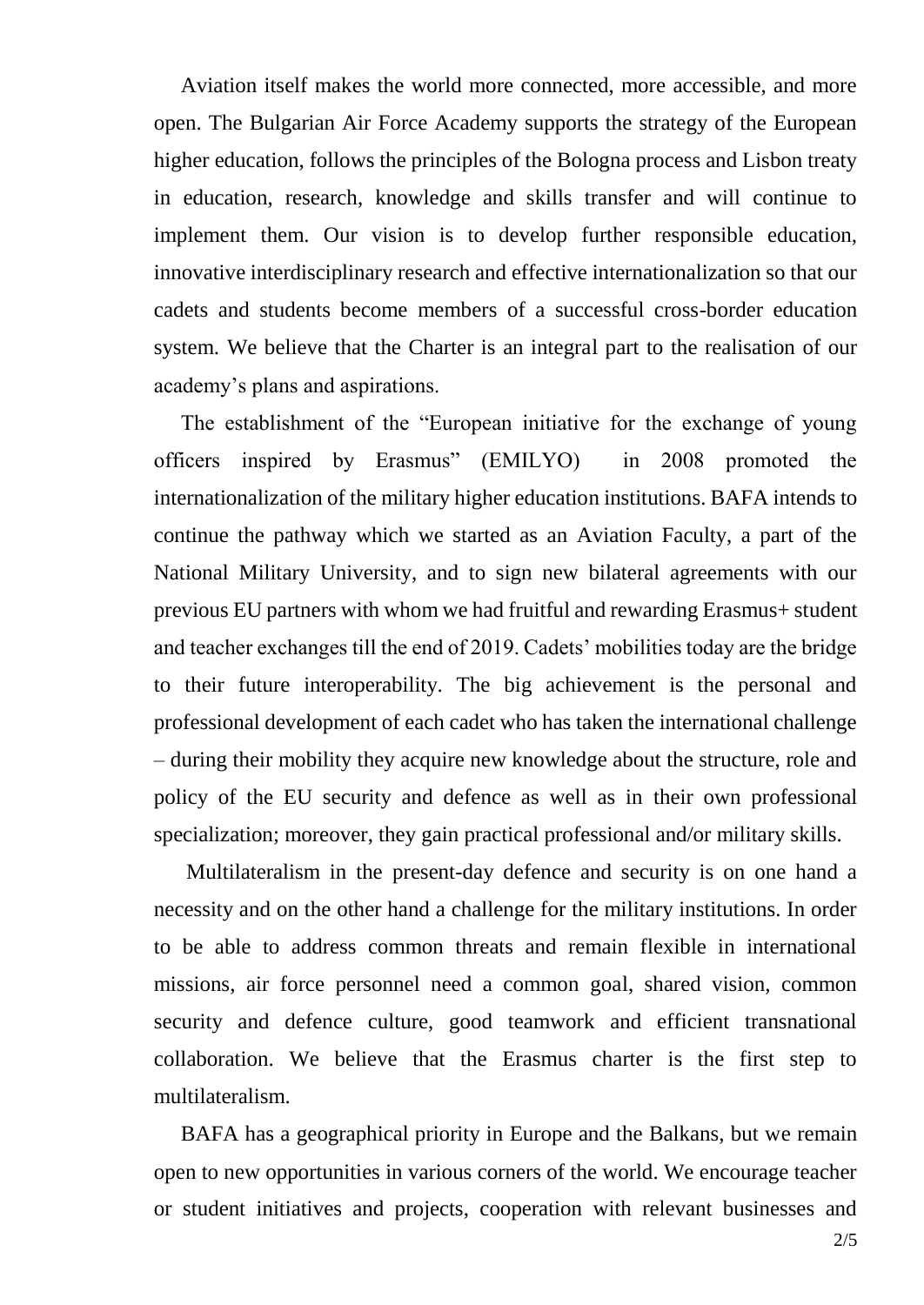Aviation itself makes the world more connected, more accessible, and more open. The Bulgarian Air Force Academy supports the strategy of the European higher education, follows the principles of the Bologna process and Lisbon treaty in education, research, knowledge and skills transfer and will continue to implement them. Our vision is to develop further responsible education, innovative interdisciplinary research and effective internationalization so that our cadets and students become members of a successful cross-border education system. We believe that the Charter is an integral part to the realisation of our academy's plans and aspirations.

The establishment of the "European initiative for the exchange of young officers inspired by Erasmus" (EMILYO) in 2008 promoted the internationalization of the military higher education institutions. BAFA intends to continue the pathway which we started as an Aviation Faculty, a part of the National Military University, and to sign new bilateral agreements with our previous EU partners with whom we had fruitful and rewarding Erasmus+ student and teacher exchanges till the end of 2019. Cadets' mobilities today are the bridge to their future interoperability. The big achievement is the personal and professional development of each cadet who has taken the international challenge – during their mobility they acquire new knowledge about the structure, role and policy of the EU security and defence as well as in their own professional specialization; moreover, they gain practical professional and/or military skills.

Multilateralism in the present-day defence and security is on one hand a necessity and on the other hand a challenge for the military institutions. In order to be able to address common threats and remain flexible in international missions, air force personnel need a common goal, shared vision, common security and defence culture, good teamwork and efficient transnational collaboration. We believe that the Erasmus charter is the first step to multilateralism.

BAFA has a geographical priority in Europe and the Balkans, but we remain open to new opportunities in various corners of the world. We encourage teacher or student initiatives and projects, cooperation with relevant businesses and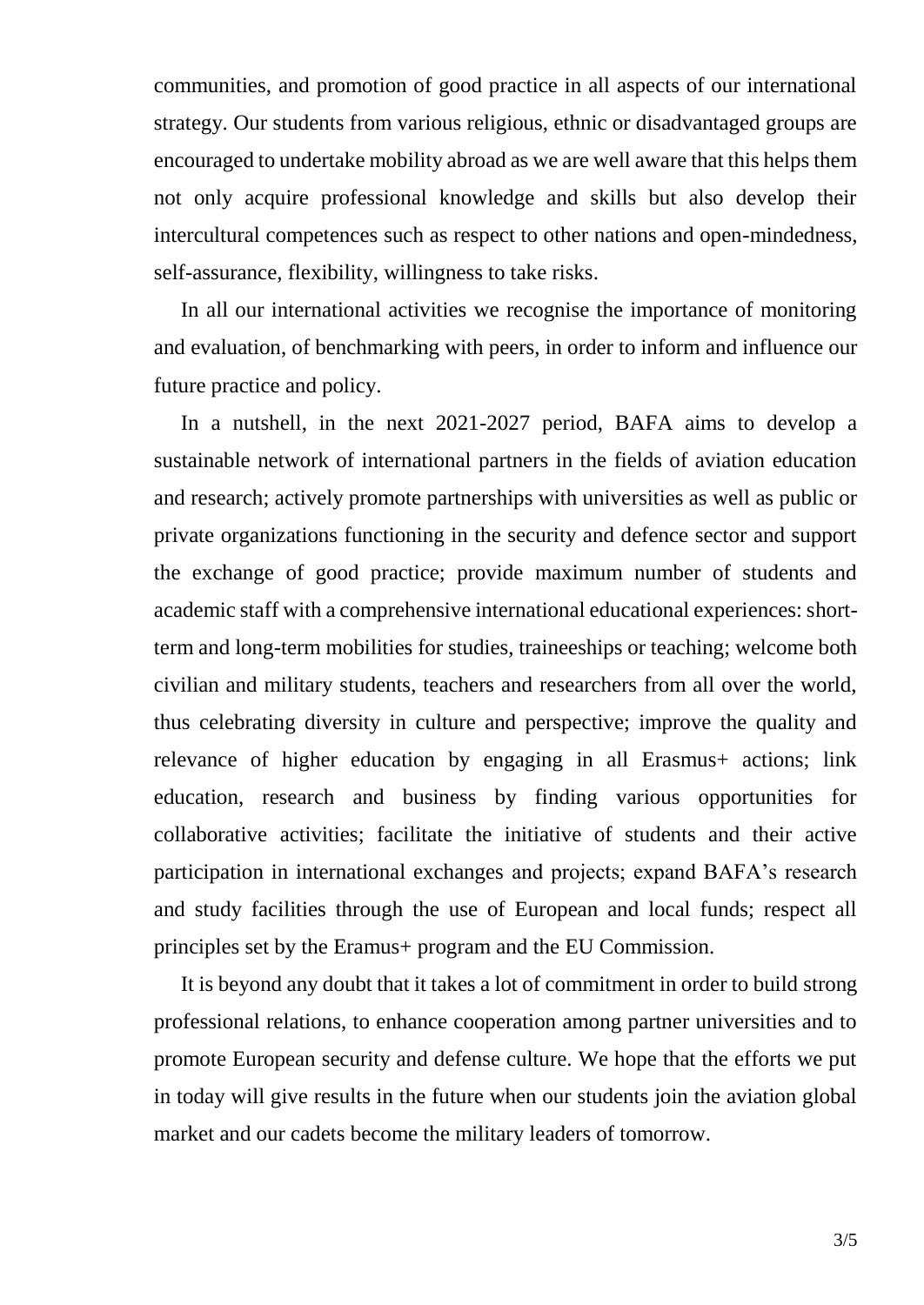communities, and promotion of good practice in all aspects of our international strategy. Our students from various religious, ethnic or disadvantaged groups are encouraged to undertake mobility abroad as we are well aware that this helps them not only acquire professional knowledge and skills but also develop their intercultural competences such as respect to other nations and open-mindedness, self-assurance, flexibility, willingness to take risks.

In all our international activities we recognise the importance of monitoring and evaluation, of benchmarking with peers, in order to inform and influence our future practice and policy.

In a nutshell, in the next 2021-2027 period, BAFA aims to develop a sustainable network of international partners in the fields of aviation education and research; actively promote partnerships with universities as well as public or private organizations functioning in the security and defence sector and support the exchange of good practice; provide maximum number of students and academic staff with a comprehensive international educational experiences: short-term and long-term mobilities for studies, traineeships or teaching; welcome both civilian and military students, teachers and researchers from all over the world, thus celebrating diversity in culture and perspective; improve the quality and relevance of higher education by engaging in all Erasmus+ actions; link education, research and business by finding various opportunities for collaborative activities; facilitate the initiative of students and their active participation in international exchanges and projects; expand BAFA's research and study facilities through the use of European and local funds; respect all principles set by the Eramus+ program and the EU Commission.

It is beyond any doubt that it takes a lot of commitment in order to build strong professional relations, to enhance cooperation among partner universities and to promote European security and defense culture. We hope that the efforts we put in today will give results in the future when our students join the aviation global market and our cadets become the military leaders of tomorrow.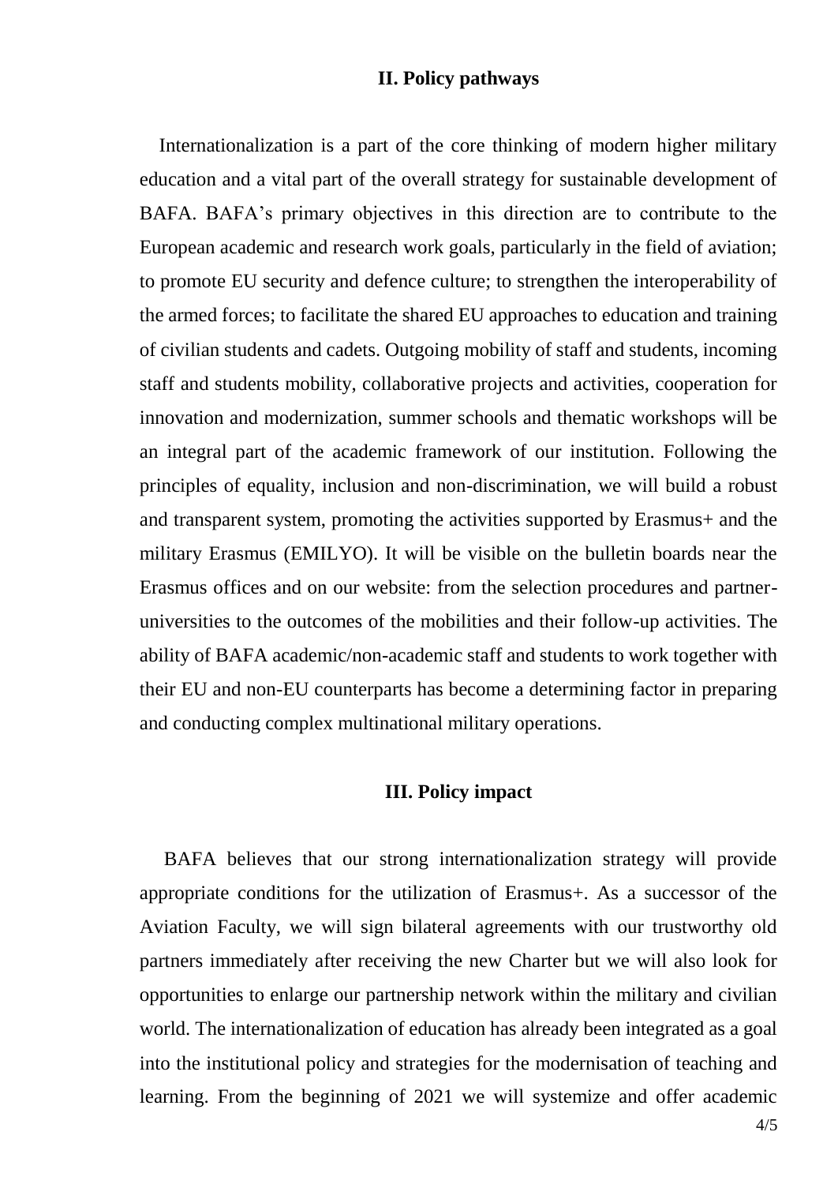## II. Policy pathways

Internationalization is a part of the core thinking of modern higher military education and a vital part of the overall strategy for sustainable development of BAFA. BAFA's primary objectives in this direction are to contribute to the European academic and research work goals, particularly in the field of aviation; to promote EU security and defence culture; to strengthen the interoperability of the armed forces; to facilitate the shared EU approaches to education and training of civilian students and cadets. Outgoing mobility of staff and students, incoming staff and students mobility, collaborative projects and activities, cooperation for innovation and modernization, summer schools and thematic workshops will be an integral part of the academic framework of our institution. Following the principles of equality, inclusion and non-discrimination, we will build a robust and transparent system, promoting the activities supported by Erasmus+ and the military Erasmus (EMILYO). It will be visible on the bulletin boards near the Erasmus offices and on our website: from the selection procedures and partner-universities to the outcomes of the mobilities and their follow-up activities. The ability of BAFA academic/non-academic staff and students to work together with their EU and non-EU counterparts has become a determining factor in preparing and conducting complex multinational military operations.

## III. Policy impact

BAFA believes that our strong internationalization strategy will provide appropriate conditions for the utilization of Erasmus+. As a successor of the Aviation Faculty, we will sign bilateral agreements with our trustworthy old partners immediately after receiving the new Charter but we will also look for opportunities to enlarge our partnership network within the military and civilian world. The internationalization of education has already been integrated as a goal into the institutional policy and strategies for the modernisation of teaching and learning. From the beginning of 2021 we will systemize and offer academic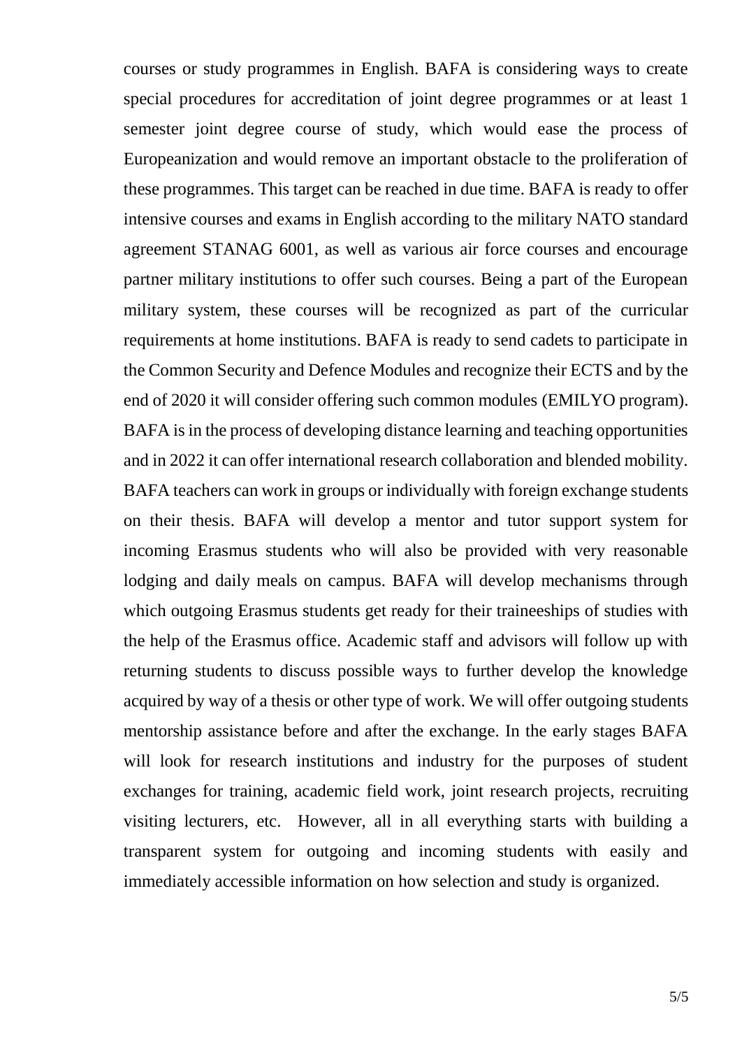courses or study programmes in English. BAFA is considering ways to create special procedures for accreditation of joint degree programmes or at least 1 semester joint degree course of study, which would ease the process of Europeanization and would remove an important obstacle to the proliferation of these programmes. This target can be reached in due time. BAFA is ready to offer intensive courses and exams in English according to the military NATO standard agreement STANAG 6001, as well as various air force courses and encourage partner military institutions to offer such courses. Being a part of the European military system, these courses will be recognized as part of the curricular requirements at home institutions. BAFA is ready to send cadets to participate in the Common Security and Defence Modules and recognize their ECTS and by the end of 2020 it will consider offering such common modules (EMILYO program). BAFA is in the process of developing distance learning and teaching opportunities and in 2022 it can offer international research collaboration and blended mobility. BAFA teachers can work in groups or individually with foreign exchange students on their thesis. BAFA will develop a mentor and tutor support system for incoming Erasmus students who will also be provided with very reasonable lodging and daily meals on campus. BAFA will develop mechanisms through which outgoing Erasmus students get ready for their traineeships of studies with the help of the Erasmus office. Academic staff and advisors will follow up with returning students to discuss possible ways to further develop the knowledge acquired by way of a thesis or other type of work. We will offer outgoing students mentorship assistance before and after the exchange. In the early stages BAFA will look for research institutions and industry for the purposes of student exchanges for training, academic field work, joint research projects, recruiting visiting lecturers, etc. However, all in all everything starts with building a transparent system for outgoing and incoming students with easily and immediately accessible information on how selection and study is organized.